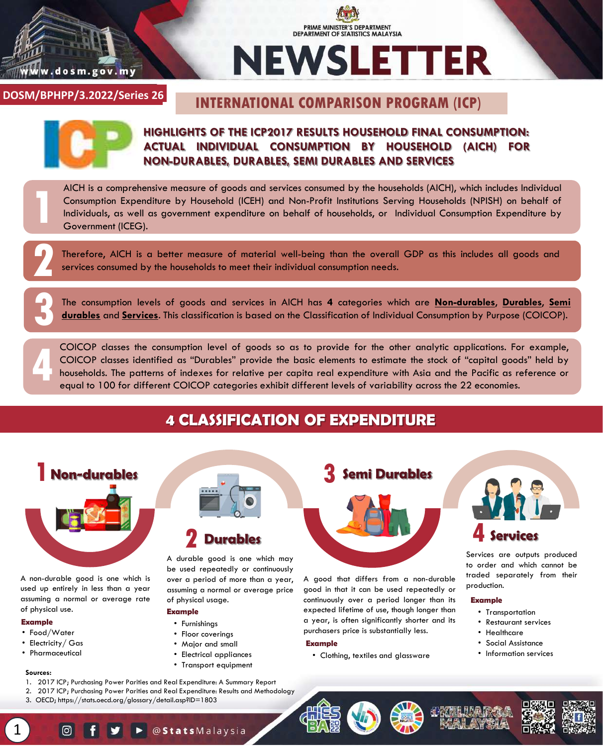PRIME MINISTER'S DEPARTMENT
DEPARTMENT OF STATISTICS MALAYSIA

# NEWSLETTER

DOSM/BPHPP/3.2022/Series 26

## INTERNATIONAL COMPARISON PROGRAM (ICP)

### HIGHLIGHTS OF THE ICP2017 RESULTS HOUSEHOLD FINAL CONSUMPTION: ACTUAL INDIVIDUAL CONSUMPTION BY HOUSEHOLD (AICH) FOR NON-DURABLES, DURABLES, SEMI DURABLES AND SERVICES

1. AICH is a comprehensive measure of goods and services consumed by the households (AICH), which includes Individual Consumption Expenditure by Household (ICEH) and Non-Profit Institutions Serving Households (NPISH) on behalf of Individuals, as well as government expenditure on behalf of households, or Individual Consumption Expenditure by Government (ICEG).

2. Therefore, AICH is a better measure of material well-being than the overall GDP as this includes all goods and services consumed by the households to meet their individual consumption needs.

3. The consumption levels of goods and services in AICH has **4** categories which are **Non-durables**, **Durables**, **Semi durables** and **Services**. This classification is based on the Classification of Individual Consumption by Purpose (COICOP).

4. COICOP classes the consumption level of goods so as to provide for the other analytic applications. For example, COICOP classes identified as "Durables" provide the basic elements to estimate the stock of "capital goods" held by households. The patterns of indexes for relative per capita real expenditure with Asia and the Pacific as reference or equal to 100 for different COICOP categories exhibit different levels of variability across the 22 economies.

## 4 CLASSIFICATION OF EXPENDITURE

### 1 Non-durables

A non-durable good is one which is used up entirely in less than a year assuming a normal or average rate of physical use.

**Example**
- Food/Water
- Electricity/ Gas
- Pharmaceutical

### 2 Durables

A durable good is one which may be used repeatedly or continuously over a period of more than a year, assuming a normal or average price of physical usage.

**Example**
- Furnishings
- Floor coverings
- Major and small
- Electrical appliances
- Transport equipment

### 3 Semi Durables

A good that differs from a non-durable good in that it can be used repeatedly or continuously over a period longer than its expected lifetime of use, though longer than a year, is often significantly shorter and its purchasers price is substantially less.

**Example**
- Clothing, textiles and glassware

### 4 Services

Services are outputs produced to order and which cannot be traded separately from their production.

**Example**
- Transportation
- Restaurant services
- Healthcare
- Social Assistance
- Information services

**Sources:**
1. 2017 ICP; Purchasing Power Parities and Real Expenditure: A Summary Report
2. 2017 ICP; Purchasing Power Parities and Real Expenditure: Results and Methodology
3. OECD; https://stats.oecd.org/glossary/detail.asp?ID=1803

@StatsMalaysia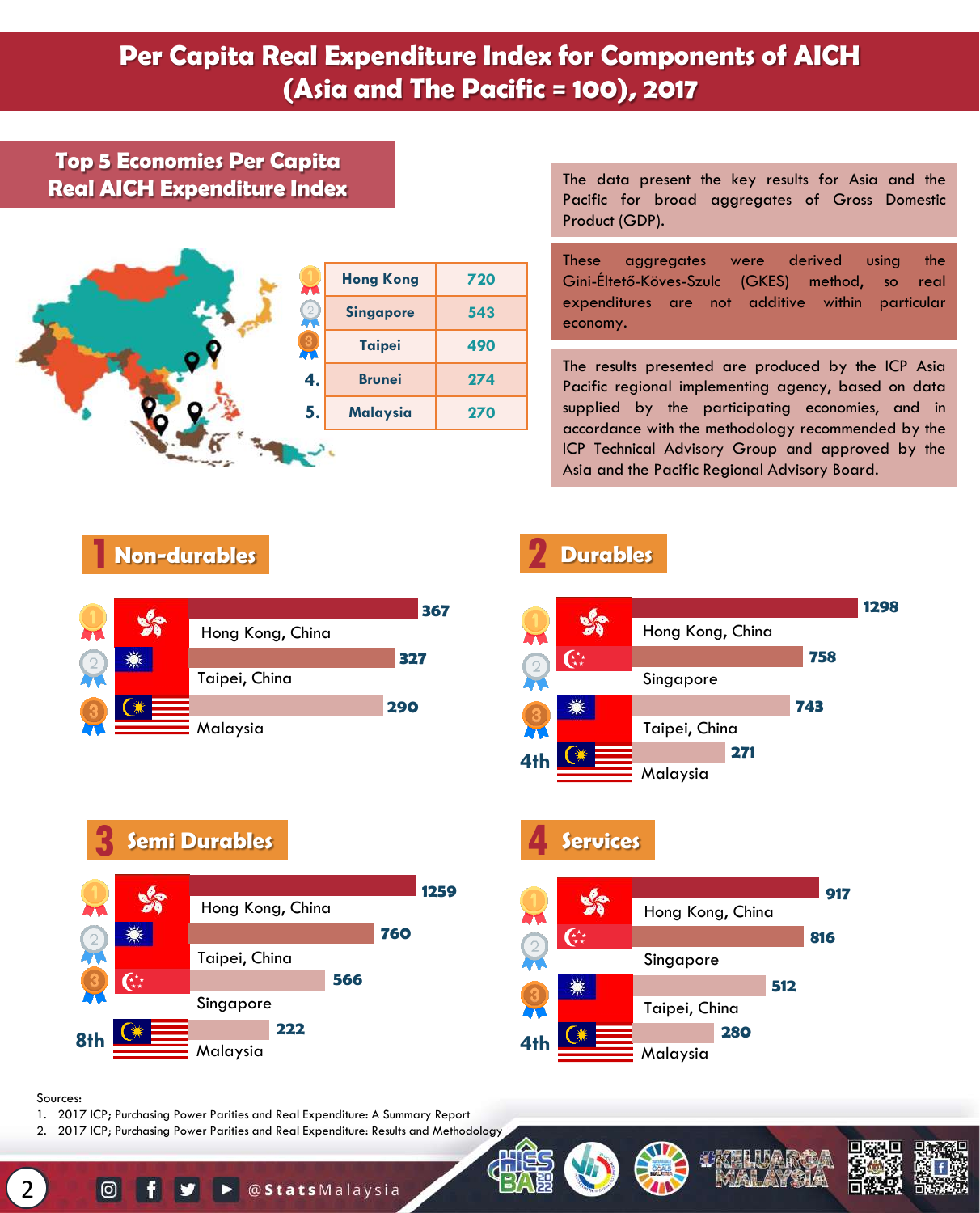# Per Capita Real Expenditure Index for Components of AICH (Asia and The Pacific = 100), 2017

## Top 5 Economies Per Capita Real AICH Expenditure Index

| Rank | Economy | Index |
|---|---|---|
| 1 | Hong Kong | 720 |
| 2 | Singapore | 543 |
| 3 | Taipei | 490 |
| 4. | Brunei | 274 |
| 5. | Malaysia | 270 |

The data present the key results for Asia and the Pacific for broad aggregates of Gross Domestic Product (GDP).

These aggregates were derived using the Gini-Éltető-Köves-Szulc (GKES) method, so real expenditures are not additive within particular economy.

The results presented are produced by the ICP Asia Pacific regional implementing agency, based on data supplied by the participating economies, and in accordance with the methodology recommended by the ICP Technical Advisory Group and approved by the Asia and the Pacific Regional Advisory Board.

## 1 Non-durables

| Rank | Economy | Index |
|---|---|---|
| 1 | Hong Kong, China | 367 |
| 2 | Taipei, China | 327 |
| 3 | Malaysia | 290 |

## 2 Durables

| Rank | Economy | Index |
|---|---|---|
| 1 | Hong Kong, China | 1298 |
| 2 | Singapore | 758 |
| 3 | Taipei, China | 743 |
| 4th | Malaysia | 271 |

## 3 Semi Durables

| Rank | Economy | Index |
|---|---|---|
| 1 | Hong Kong, China | 1259 |
| 2 | Taipei, China | 760 |
| 3 | Singapore | 566 |
| 8th | Malaysia | 222 |

## 4 Services

| Rank | Economy | Index |
|---|---|---|
| 1 | Hong Kong, China | 917 |
| 2 | Singapore | 816 |
| 3 | Taipei, China | 512 |
| 4th | Malaysia | 280 |

Sources:

1. 2017 ICP; Purchasing Power Parities and Real Expenditure: A Summary Report
2. 2017 ICP; Purchasing Power Parities and Real Expenditure: Results and Methodology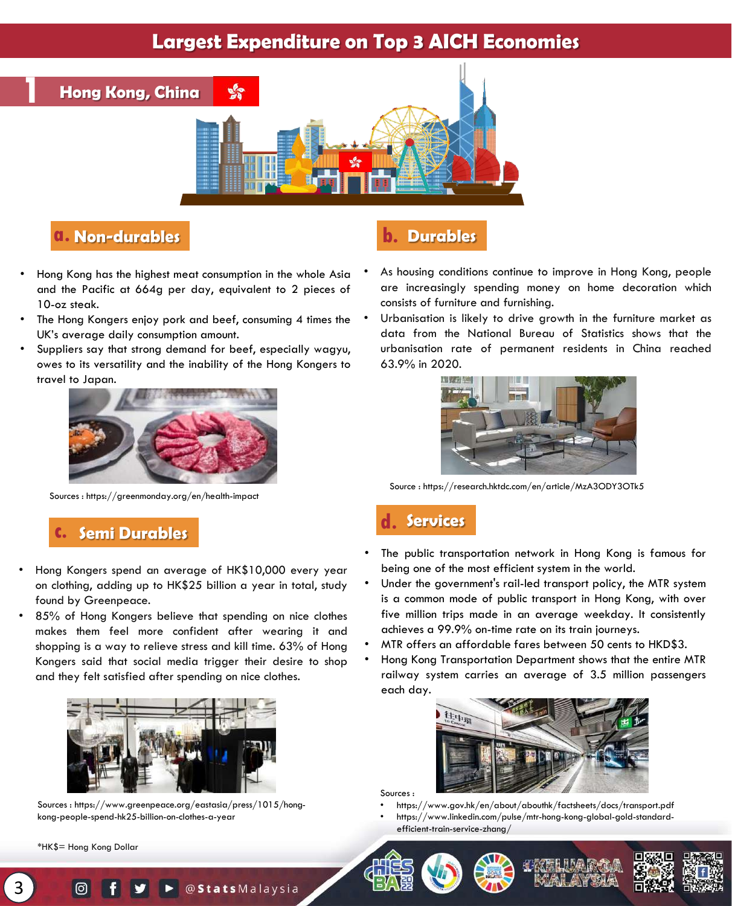# Largest Expenditure on Top 3 AICH Economies

## 1 Hong Kong, China

### a. Non-durables

- Hong Kong has the highest meat consumption in the whole Asia and the Pacific at 664g per day, equivalent to 2 pieces of 10-oz steak.
- The Hong Kongers enjoy pork and beef, consuming 4 times the UK's average daily consumption amount.
- Suppliers say that strong demand for beef, especially wagyu, owes to its versatility and the inability of the Hong Kongers to travel to Japan.

Sources : https://greenmonday.org/en/health-impact

### b. Durables

- As housing conditions continue to improve in Hong Kong, people are increasingly spending money on home decoration which consists of furniture and furnishing.
- Urbanisation is likely to drive growth in the furniture market as data from the National Bureau of Statistics shows that the urbanisation rate of permanent residents in China reached 63.9% in 2020.

Source : https://research.hktdc.com/en/article/MzA3ODY3OTk5

### c. Semi Durables

- Hong Kongers spend an average of HK$10,000 every year on clothing, adding up to HK$25 billion a year in total, study found by Greenpeace.
- 85% of Hong Kongers believe that spending on nice clothes makes them feel more confident after wearing it and shopping is a way to relieve stress and kill time. 63% of Hong Kongers said that social media trigger their desire to shop and they felt satisfied after spending on nice clothes.

Sources : https://www.greenpeace.org/eastasia/press/1015/hong-kong-people-spend-hk25-billion-on-clothes-a-year

### d. Services

- The public transportation network in Hong Kong is famous for being one of the most efficient system in the world.
- Under the government's rail-led transport policy, the MTR system is a common mode of public transport in Hong Kong, with over five million trips made in an average weekday. It consistently achieves a 99.9% on-time rate on its train journeys.
- MTR offers an affordable fares between 50 cents to HKD$3.
- Hong Kong Transportation Department shows that the entire MTR railway system carries an average of 3.5 million passengers each day.

Sources :
- https://www.gov.hk/en/about/abouthk/factsheets/docs/transport.pdf
- https://www.linkedin.com/pulse/mtr-hong-kong-global-gold-standard-efficient-train-service-zhang/

*HK$= Hong Kong Dollar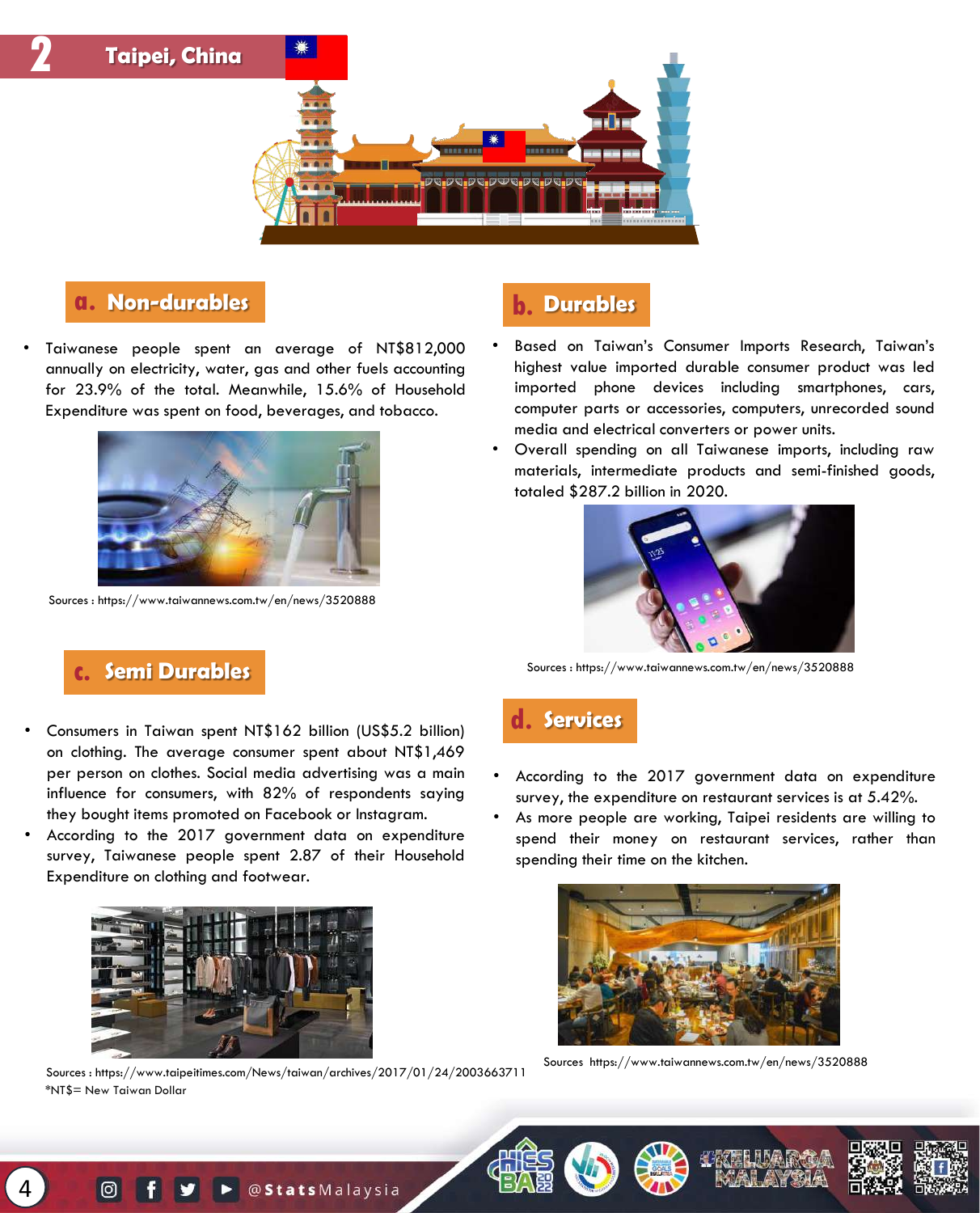## 2 Taipei, China

### a. Non-durables

- Taiwanese people spent an average of NT$812,000 annually on electricity, water, gas and other fuels accounting for 23.9% of the total. Meanwhile, 15.6% of Household Expenditure was spent on food, beverages, and tobacco.

Sources : https://www.taiwannews.com.tw/en/news/3520888

### b. Durables

- Based on Taiwan's Consumer Imports Research, Taiwan's highest value imported durable consumer product was led imported phone devices including smartphones, cars, computer parts or accessories, computers, unrecorded sound media and electrical converters or power units.
- Overall spending on all Taiwanese imports, including raw materials, intermediate products and semi-finished goods, totaled $287.2 billion in 2020.

Sources : https://www.taiwannews.com.tw/en/news/3520888

### c. Semi Durables

- Consumers in Taiwan spent NT$162 billion (US$5.2 billion) on clothing. The average consumer spent about NT$1,469 per person on clothes. Social media advertising was a main influence for consumers, with 82% of respondents saying they bought items promoted on Facebook or Instagram.
- According to the 2017 government data on expenditure survey, Taiwanese people spent 2.87 of their Household Expenditure on clothing and footwear.

Sources : https://www.taipeitimes.com/News/taiwan/archives/2017/01/24/2003663711
*NT$= New Taiwan Dollar

### d. Services

- According to the 2017 government data on expenditure survey, the expenditure on restaurant services is at 5.42%.
- As more people are working, Taipei residents are willing to spend their money on restaurant services, rather than spending their time on the kitchen.

Sources https://www.taiwannews.com.tw/en/news/3520888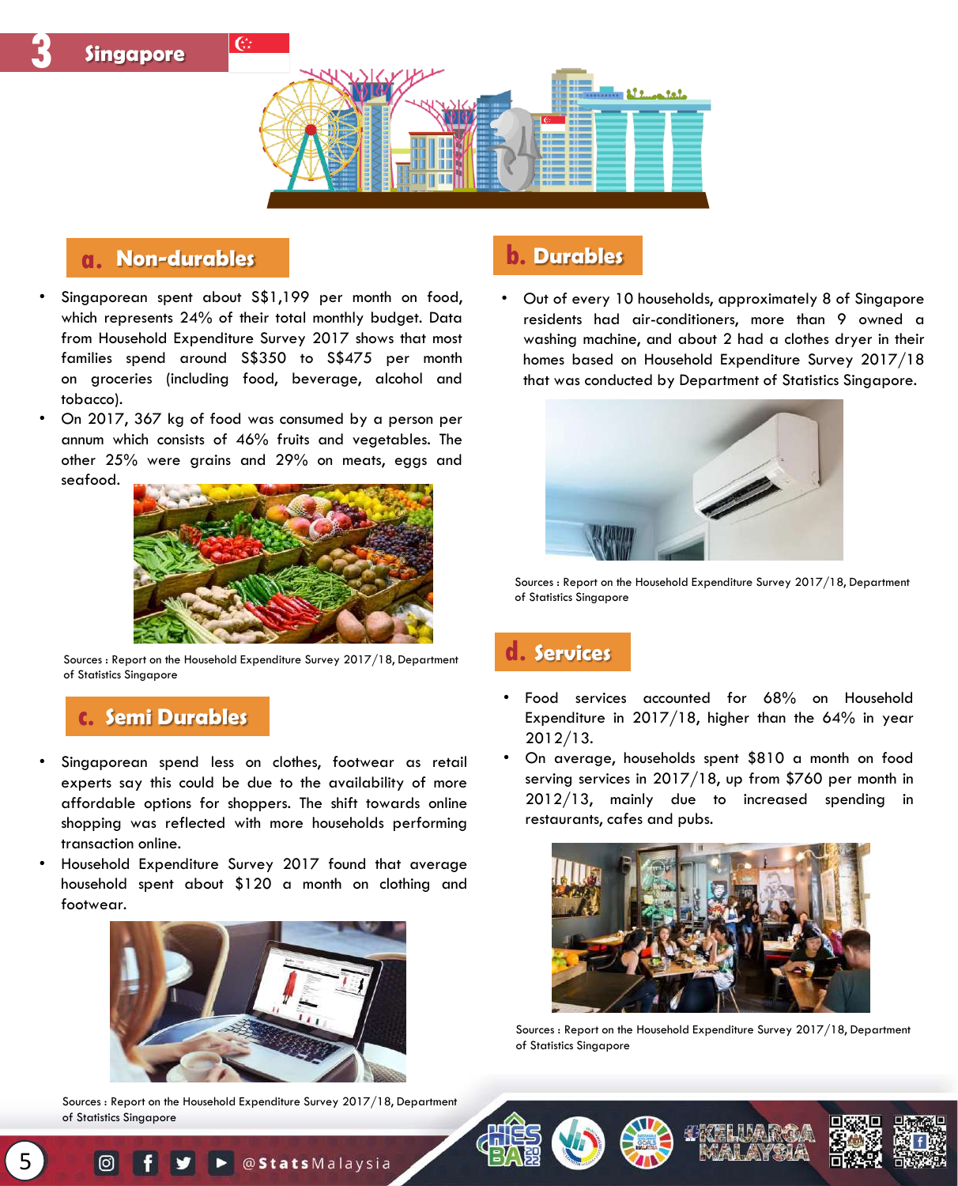# 3 Singapore

## a. Non-durables

- Singaporean spent about S$1,199 per month on food, which represents 24% of their total monthly budget. Data from Household Expenditure Survey 2017 shows that most families spend around S$350 to S$475 per month on groceries (including food, beverage, alcohol and tobacco).
- On 2017, 367 kg of food was consumed by a person per annum which consists of 46% fruits and vegetables. The other 25% were grains and 29% on meats, eggs and seafood.

Sources : Report on the Household Expenditure Survey 2017/18, Department of Statistics Singapore

## c. Semi Durables

- Singaporean spend less on clothes, footwear as retail experts say this could be due to the availability of more affordable options for shoppers. The shift towards online shopping was reflected with more households performing transaction online.
- Household Expenditure Survey 2017 found that average household spent about $120 a month on clothing and footwear.

Sources : Report on the Household Expenditure Survey 2017/18, Department of Statistics Singapore

## b. Durables

- Out of every 10 households, approximately 8 of Singapore residents had air-conditioners, more than 9 owned a washing machine, and about 2 had a clothes dryer in their homes based on Household Expenditure Survey 2017/18 that was conducted by Department of Statistics Singapore.

Sources : Report on the Household Expenditure Survey 2017/18, Department of Statistics Singapore

## d. Services

- Food services accounted for 68% on Household Expenditure in 2017/18, higher than the 64% in year 2012/13.
- On average, households spent $810 a month on food serving services in 2017/18, up from $760 per month in 2012/13, mainly due to increased spending in restaurants, cafes and pubs.

Sources : Report on the Household Expenditure Survey 2017/18, Department of Statistics Singapore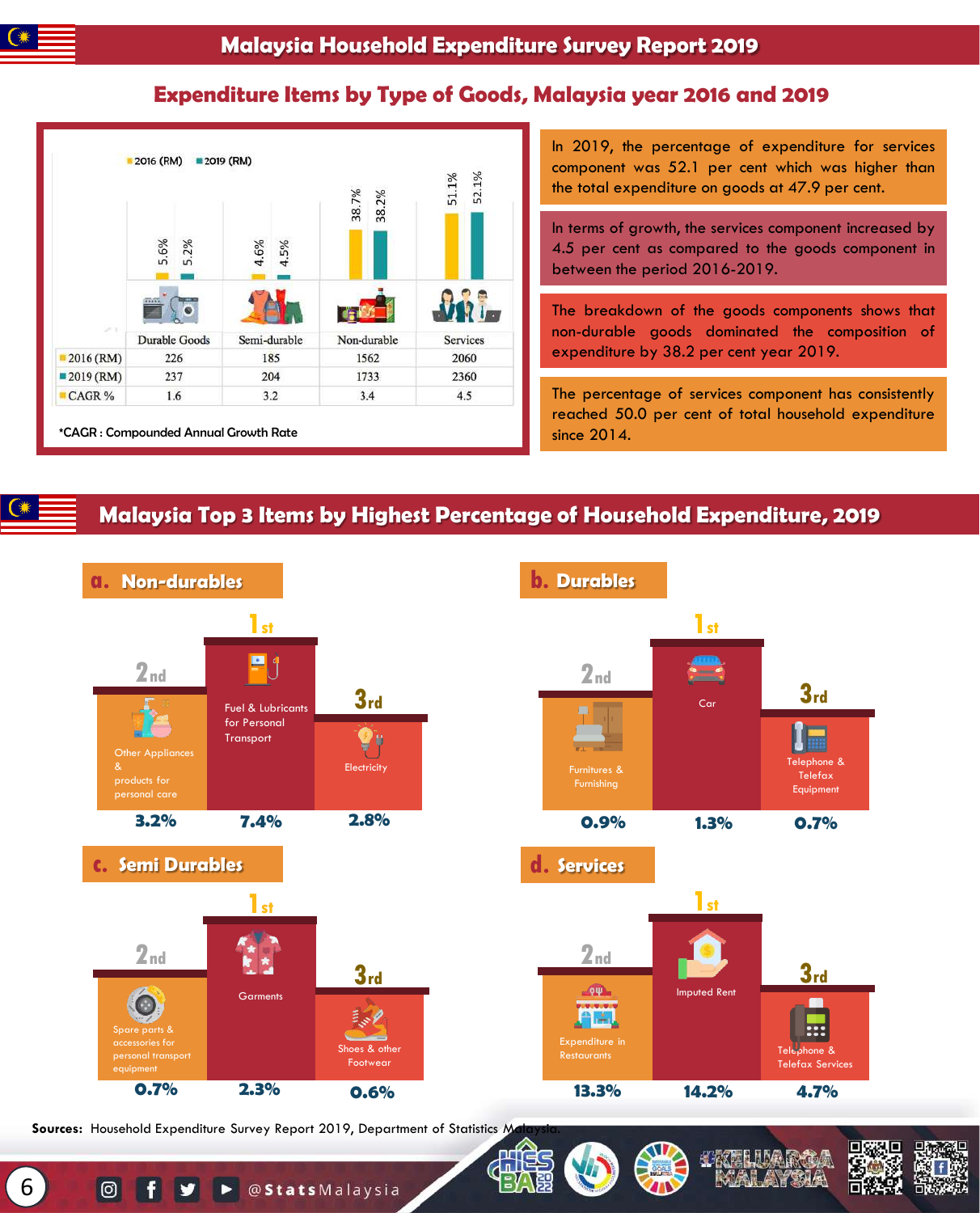# Malaysia Household Expenditure Survey Report 2019

## Expenditure Items by Type of Goods, Malaysia year 2016 and 2019

| | Durable Goods | Semi-durable | Non-durable | Services |
|---|---|---|---|---|
| 2016 (%) | 5.6% | 4.6% | 38.7% | 51.1% |
| 2019 (%) | 5.2% | 4.5% | 38.2% | 52.1% |
| 2016 (RM) | 226 | 185 | 1562 | 2060 |
| 2019 (RM) | 237 | 204 | 1733 | 2360 |
| CAGR % | 1.6 | 3.2 | 3.4 | 4.5 |

*CAGR : Compounded Annual Growth Rate

In 2019, the percentage of expenditure for services component was 52.1 per cent which was higher than the total expenditure on goods at 47.9 per cent.

In terms of growth, the services component increased by 4.5 per cent as compared to the goods component in between the period 2016-2019.

The breakdown of the goods components shows that non-durable goods dominated the composition of expenditure by 38.2 per cent year 2019.

The percentage of services component has consistently reached 50.0 per cent of total household expenditure since 2014.

## Malaysia Top 3 Items by Highest Percentage of Household Expenditure, 2019

### a. Non-durables

| Rank | Item | Percentage |
|---|---|---|
| 1st | Fuel & Lubricants for Personal Transport | 7.4% |
| 2nd | Other Appliances & products for personal care | 3.2% |
| 3rd | Electricity | 2.8% |

### b. Durables

| Rank | Item | Percentage |
|---|---|---|
| 1st | Car | 1.3% |
| 2nd | Furnitures & Furnishing | 0.9% |
| 3rd | Telephone & Telefax Equipment | 0.7% |

### c. Semi Durables

| Rank | Item | Percentage |
|---|---|---|
| 1st | Garments | 2.3% |
| 2nd | Spare parts & accessories for personal transport equipment | 0.7% |
| 3rd | Shoes & other Footwear | 0.6% |

### d. Services

| Rank | Item | Percentage |
|---|---|---|
| 1st | Imputed Rent | 14.2% |
| 2nd | Expenditure in Restaurants | 13.3% |
| 3rd | Telephone & Telefax Services | 4.7% |

**Sources:** Household Expenditure Survey Report 2019, Department of Statistics Malaysia.

@StatsMalaysia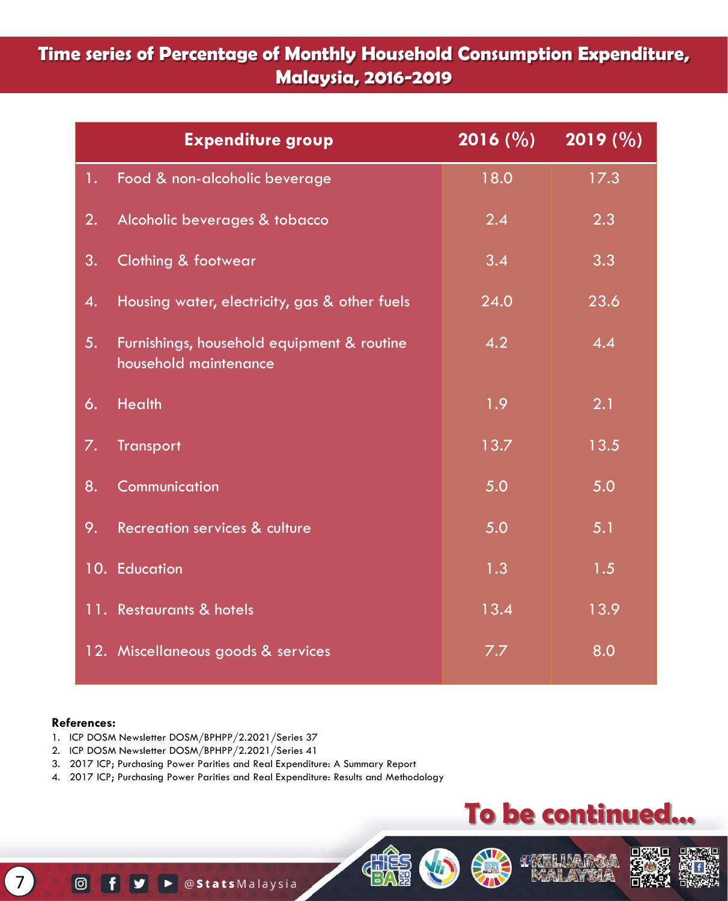# Time series of Percentage of Monthly Household Consumption Expenditure, Malaysia, 2016-2019

| Expenditure group | 2016 (%) | 2019 (%) |
|---|---|---|
| 1. Food & non-alcoholic beverage | 18.0 | 17.3 |
| 2. Alcoholic beverages & tobacco | 2.4 | 2.3 |
| 3. Clothing & footwear | 3.4 | 3.3 |
| 4. Housing water, electricity, gas & other fuels | 24.0 | 23.6 |
| 5. Furnishings, household equipment & routine household maintenance | 4.2 | 4.4 |
| 6. Health | 1.9 | 2.1 |
| 7. Transport | 13.7 | 13.5 |
| 8. Communication | 5.0 | 5.0 |
| 9. Recreation services & culture | 5.0 | 5.1 |
| 10. Education | 1.3 | 1.5 |
| 11. Restaurants & hotels | 13.4 | 13.9 |
| 12. Miscellaneous goods & services | 7.7 | 8.0 |

**References:**

1. ICP DOSM Newsletter DOSM/BPHPP/2.2021/Series 37
2. ICP DOSM Newsletter DOSM/BPHPP/2.2021/Series 41
3. 2017 ICP; Purchasing Power Parities and Real Expenditure: A Summary Report
4. 2017 ICP; Purchasing Power Parities and Real Expenditure: Results and Methodology

**To be continued...**

@StatsMalaysia